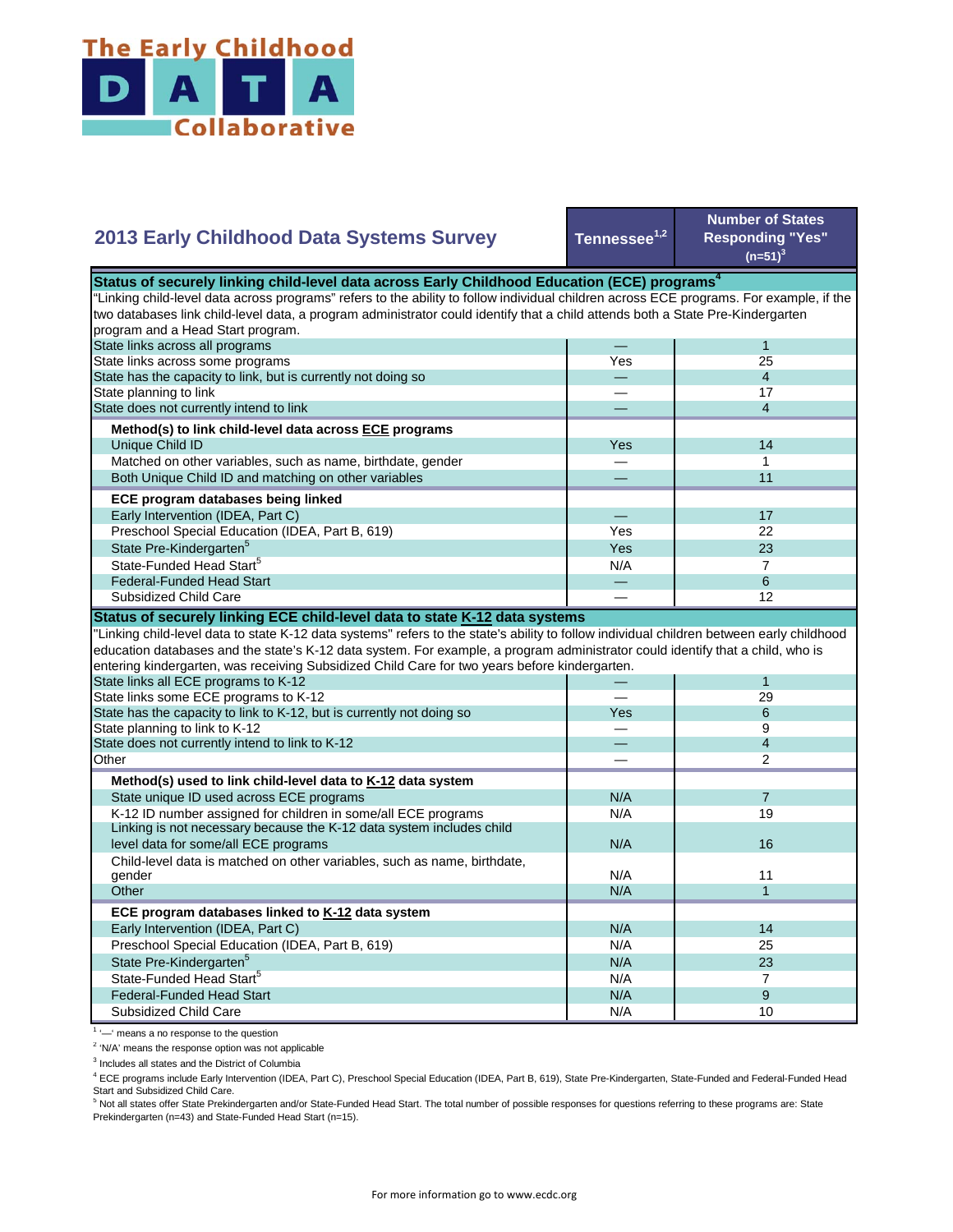# The Early Childhood DATA Collaborative

## 2013 Early Childhood Data Systems Survey

| 2013 Early Childhood Data Systems Survey | Tennessee[1,2] | Number of States Responding "Yes" (n=51)[3] |
|---|---|---|
| **Status of securely linking child-level data across Early Childhood Education (ECE) programs[4]** | | |
| "Linking child-level data across programs" refers to the ability to follow individual children across ECE programs. For example, if the two databases link child-level data, a program administrator could identify that a child attends both a State Pre-Kindergarten program and a Head Start program. | | |
| State links across all programs | — | 1 |
| State links across some programs | Yes | 25 |
| State has the capacity to link, but is currently not doing so | — | 4 |
| State planning to link | — | 17 |
| State does not currently intend to link | — | 4 |
| **Method(s) to link child-level data across ECE programs** | | |
| Unique Child ID | Yes | 14 |
| Matched on other variables, such as name, birthdate, gender | — | 1 |
| Both Unique Child ID and matching on other variables | — | 11 |
| **ECE program databases being linked** | | |
| Early Intervention (IDEA, Part C) | — | 17 |
| Preschool Special Education (IDEA, Part B, 619) | Yes | 22 |
| State Pre-Kindergarten[5] | Yes | 23 |
| State-Funded Head Start[5] | N/A | 7 |
| Federal-Funded Head Start | — | 6 |
| Subsidized Child Care | — | 12 |
| **Status of securely linking ECE child-level data to state K-12 data systems** | | |
| "Linking child-level data to state K-12 data systems" refers to the state's ability to follow individual children between early childhood education databases and the state's K-12 data system. For example, a program administrator could identify that a child, who is entering kindergarten, was receiving Subsidized Child Care for two years before kindergarten. | | |
| State links all ECE programs to K-12 | — | 1 |
| State links some ECE programs to K-12 | — | 29 |
| State has the capacity to link to K-12, but is currently not doing so | Yes | 6 |
| State planning to link to K-12 | — | 9 |
| State does not currently intend to link to K-12 | — | 4 |
| Other | — | 2 |
| **Method(s) used to link child-level data to K-12 data system** | | |
| State unique ID used across ECE programs | N/A | 7 |
| K-12 ID number assigned for children in some/all ECE programs | N/A | 19 |
| Linking is not necessary because the K-12 data system includes child level data for some/all ECE programs | N/A | 16 |
| Child-level data is matched on other variables, such as name, birthdate, gender | N/A | 11 |
| Other | N/A | 1 |
| **ECE program databases linked to K-12 data system** | | |
| Early Intervention (IDEA, Part C) | N/A | 14 |
| Preschool Special Education (IDEA, Part B, 619) | N/A | 25 |
| State Pre-Kindergarten[5] | N/A | 23 |
| State-Funded Head Start[5] | N/A | 7 |
| Federal-Funded Head Start | N/A | 9 |
| Subsidized Child Care | N/A | 10 |

[1] '—' means a no response to the question

[2] 'N/A' means the response option was not applicable

[3] Includes all states and the District of Columbia

[4] ECE programs include Early Intervention (IDEA, Part C), Preschool Special Education (IDEA, Part B, 619), State Pre-Kindergarten, State-Funded and Federal-Funded Head Start and Subsidized Child Care.

[5] Not all states offer State Prekindergarten and/or State-Funded Head Start. The total number of possible responses for questions referring to these programs are: State Prekindergarten (n=43) and State-Funded Head Start (n=15).

For more information go to www.ecdc.org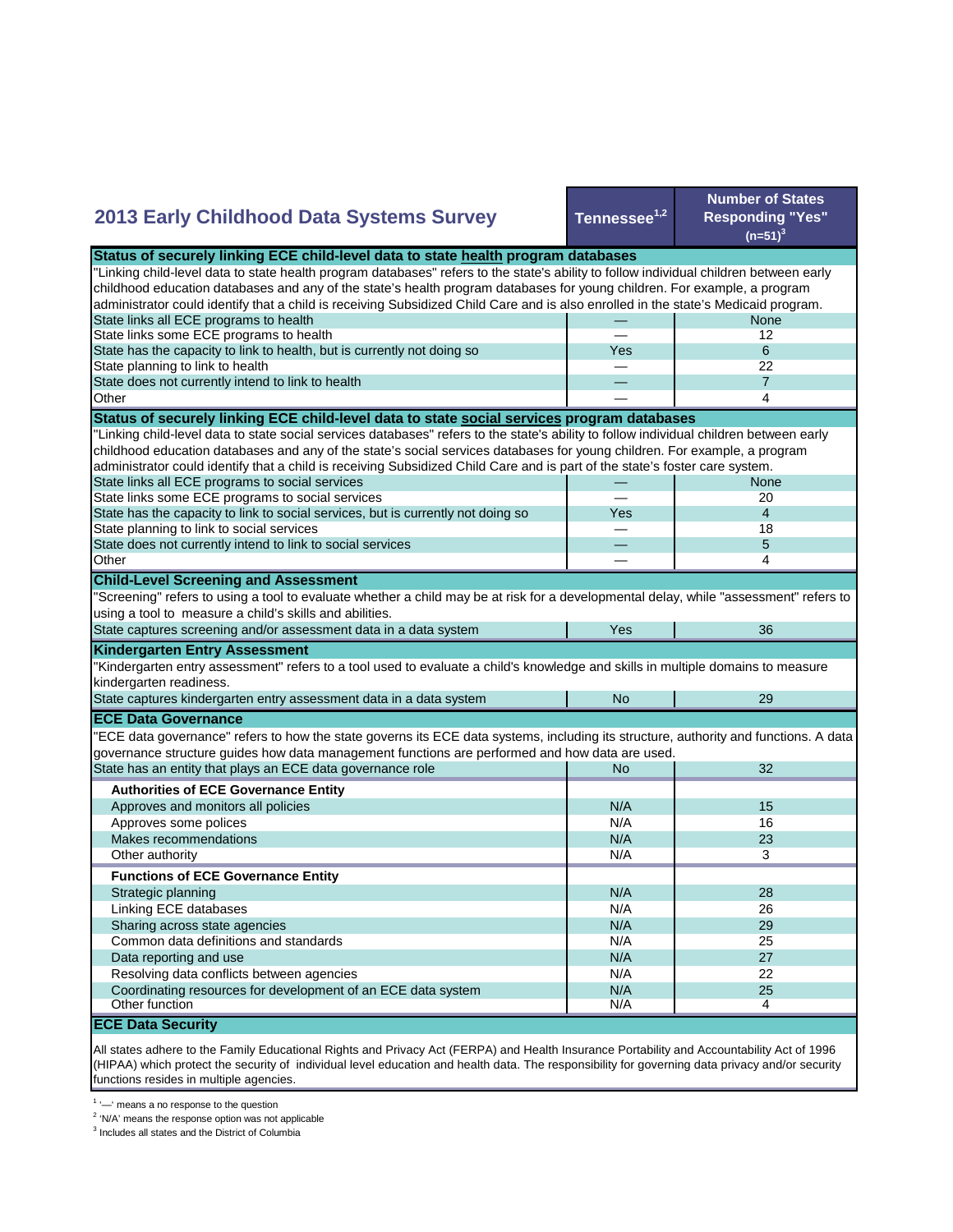| 2013 Early Childhood Data Systems Survey | Tennessee[1,2] | Number of States Responding "Yes" (n=51)[3] |
|---|---|---|
| **Status of securely linking ECE child-level data to state health program databases** | | |
| "Linking child-level data to state health program databases" refers to the state's ability to follow individual children between early childhood education databases and any of the state's health program databases for young children. For example, a program administrator could identify that a child is receiving Subsidized Child Care and is also enrolled in the state's Medicaid program. | | |
| State links all ECE programs to health | — | None |
| State links some ECE programs to health | — | 12 |
| State has the capacity to link to health, but is currently not doing so | Yes | 6 |
| State planning to link to health | — | 22 |
| State does not currently intend to link to health | — | 7 |
| Other | — | 4 |
| **Status of securely linking ECE child-level data to state social services program databases** | | |
| "Linking child-level data to state social services databases" refers to the state's ability to follow individual children between early childhood education databases and any of the state's social services databases for young children. For example, a program administrator could identify that a child is receiving Subsidized Child Care and is part of the state's foster care system. | | |
| State links all ECE programs to social services | — | None |
| State links some ECE programs to social services | — | 20 |
| State has the capacity to link to social services, but is currently not doing so | Yes | 4 |
| State planning to link to social services | — | 18 |
| State does not currently intend to link to social services | — | 5 |
| Other | — | 4 |
| **Child-Level Screening and Assessment** | | |
| "Screening" refers to using a tool to evaluate whether a child may be at risk for a developmental delay, while "assessment" refers to using a tool to measure a child's skills and abilities. | | |
| State captures screening and/or assessment data in a data system | Yes | 36 |
| **Kindergarten Entry Assessment** | | |
| "Kindergarten entry assessment" refers to a tool used to evaluate a child's knowledge and skills in multiple domains to measure kindergarten readiness. | | |
| State captures kindergarten entry assessment data in a data system | No | 29 |
| **ECE Data Governance** | | |
| "ECE data governance" refers to how the state governs its ECE data systems, including its structure, authority and functions. A data governance structure guides how data management functions are performed and how data are used. | | |
| State has an entity that plays an ECE data governance role | No | 32 |
| **Authorities of ECE Governance Entity** | | |
| Approves and monitors all policies | N/A | 15 |
| Approves some polices | N/A | 16 |
| Makes recommendations | N/A | 23 |
| Other authority | N/A | 3 |
| **Functions of ECE Governance Entity** | | |
| Strategic planning | N/A | 28 |
| Linking ECE databases | N/A | 26 |
| Sharing across state agencies | N/A | 29 |
| Common data definitions and standards | N/A | 25 |
| Data reporting and use | N/A | 27 |
| Resolving data conflicts between agencies | N/A | 22 |
| Coordinating resources for development of an ECE data system | N/A | 25 |
| Other function | N/A | 4 |
| **ECE Data Security** | | |
| All states adhere to the Family Educational Rights and Privacy Act (FERPA) and Health Insurance Portability and Accountability Act of 1996 (HIPAA) which protect the security of individual level education and health data. The responsibility for governing data privacy and/or security functions resides in multiple agencies. | | |

[1] '—' means a no response to the question

[2] 'N/A' means the response option was not applicable

[3] Includes all states and the District of Columbia